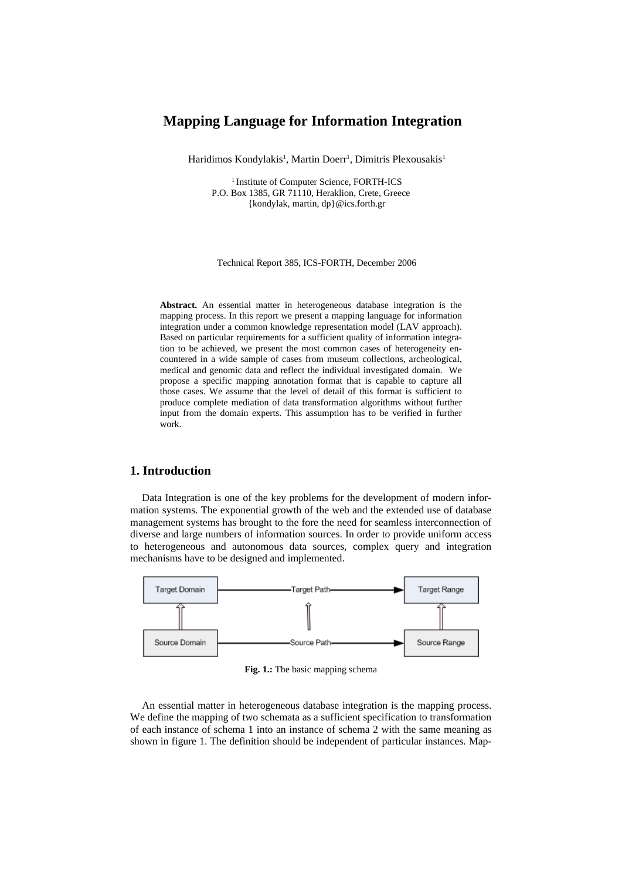# Mapping Language for Information Integration

Haridimos Kondylakis[1], Martin Doerr[1], Dimitris Plexousakis[1]

[1] Institute of Computer Science, FORTH-ICS
P.O. Box 1385, GR 71110, Heraklion, Crete, Greece
{kondylak, martin, dp}@ics.forth.gr

Technical Report 385, ICS-FORTH, December 2006

**Abstract.** An essential matter in heterogeneous database integration is the mapping process. In this report we present a mapping language for information integration under a common knowledge representation model (LAV approach). Based on particular requirements for a sufficient quality of information integration to be achieved, we present the most common cases of heterogeneity encountered in a wide sample of cases from museum collections, archeological, medical and genomic data and reflect the individual investigated domain. We propose a specific mapping annotation format that is capable to capture all those cases. We assume that the level of detail of this format is sufficient to produce complete mediation of data transformation algorithms without further input from the domain experts. This assumption has to be verified in further work.

## 1. Introduction

Data Integration is one of the key problems for the development of modern information systems. The exponential growth of the web and the extended use of database management systems has brought to the fore the need for seamless interconnection of diverse and large numbers of information sources. In order to provide uniform access to heterogeneous and autonomous data sources, complex query and integration mechanisms have to be designed and implemented.

**Fig. 1.:** The basic mapping schema

An essential matter in heterogeneous database integration is the mapping process. We define the mapping of two schemata as a sufficient specification to transformation of each instance of schema 1 into an instance of schema 2 with the same meaning as shown in figure 1. The definition should be independent of particular instances. Map-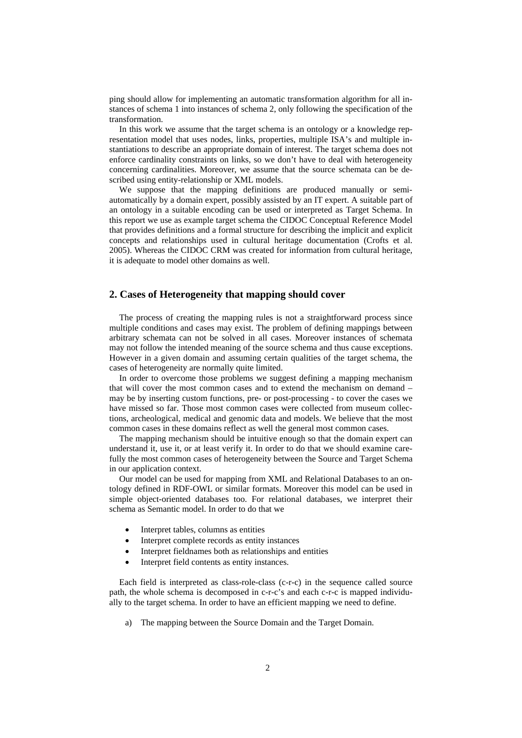ping should allow for implementing an automatic transformation algorithm for all instances of schema 1 into instances of schema 2, only following the specification of the transformation.

In this work we assume that the target schema is an ontology or a knowledge representation model that uses nodes, links, properties, multiple ISA's and multiple instantiations to describe an appropriate domain of interest. The target schema does not enforce cardinality constraints on links, so we don't have to deal with heterogeneity concerning cardinalities. Moreover, we assume that the source schemata can be described using entity-relationship or XML models.

We suppose that the mapping definitions are produced manually or semi-automatically by a domain expert, possibly assisted by an IT expert. A suitable part of an ontology in a suitable encoding can be used or interpreted as Target Schema. In this report we use as example target schema the CIDOC Conceptual Reference Model that provides definitions and a formal structure for describing the implicit and explicit concepts and relationships used in cultural heritage documentation (Crofts et al. 2005). Whereas the CIDOC CRM was created for information from cultural heritage, it is adequate to model other domains as well.

## 2. Cases of Heterogeneity that mapping should cover

The process of creating the mapping rules is not a straightforward process since multiple conditions and cases may exist. The problem of defining mappings between arbitrary schemata can not be solved in all cases. Moreover instances of schemata may not follow the intended meaning of the source schema and thus cause exceptions. However in a given domain and assuming certain qualities of the target schema, the cases of heterogeneity are normally quite limited.

In order to overcome those problems we suggest defining a mapping mechanism that will cover the most common cases and to extend the mechanism on demand – may be by inserting custom functions, pre- or post-processing - to cover the cases we have missed so far. Those most common cases were collected from museum collections, archeological, medical and genomic data and models. We believe that the most common cases in these domains reflect as well the general most common cases.

The mapping mechanism should be intuitive enough so that the domain expert can understand it, use it, or at least verify it. In order to do that we should examine carefully the most common cases of heterogeneity between the Source and Target Schema in our application context.

Our model can be used for mapping from XML and Relational Databases to an ontology defined in RDF-OWL or similar formats. Moreover this model can be used in simple object-oriented databases too. For relational databases, we interpret their schema as Semantic model. In order to do that we

- Interpret tables, columns as entities
- Interpret complete records as entity instances
- Interpret fieldnames both as relationships and entities
- Interpret field contents as entity instances.

Each field is interpreted as class-role-class (c-r-c) in the sequence called source path, the whole schema is decomposed in c-r-c's and each c-r-c is mapped individually to the target schema. In order to have an efficient mapping we need to define.

a) The mapping between the Source Domain and the Target Domain.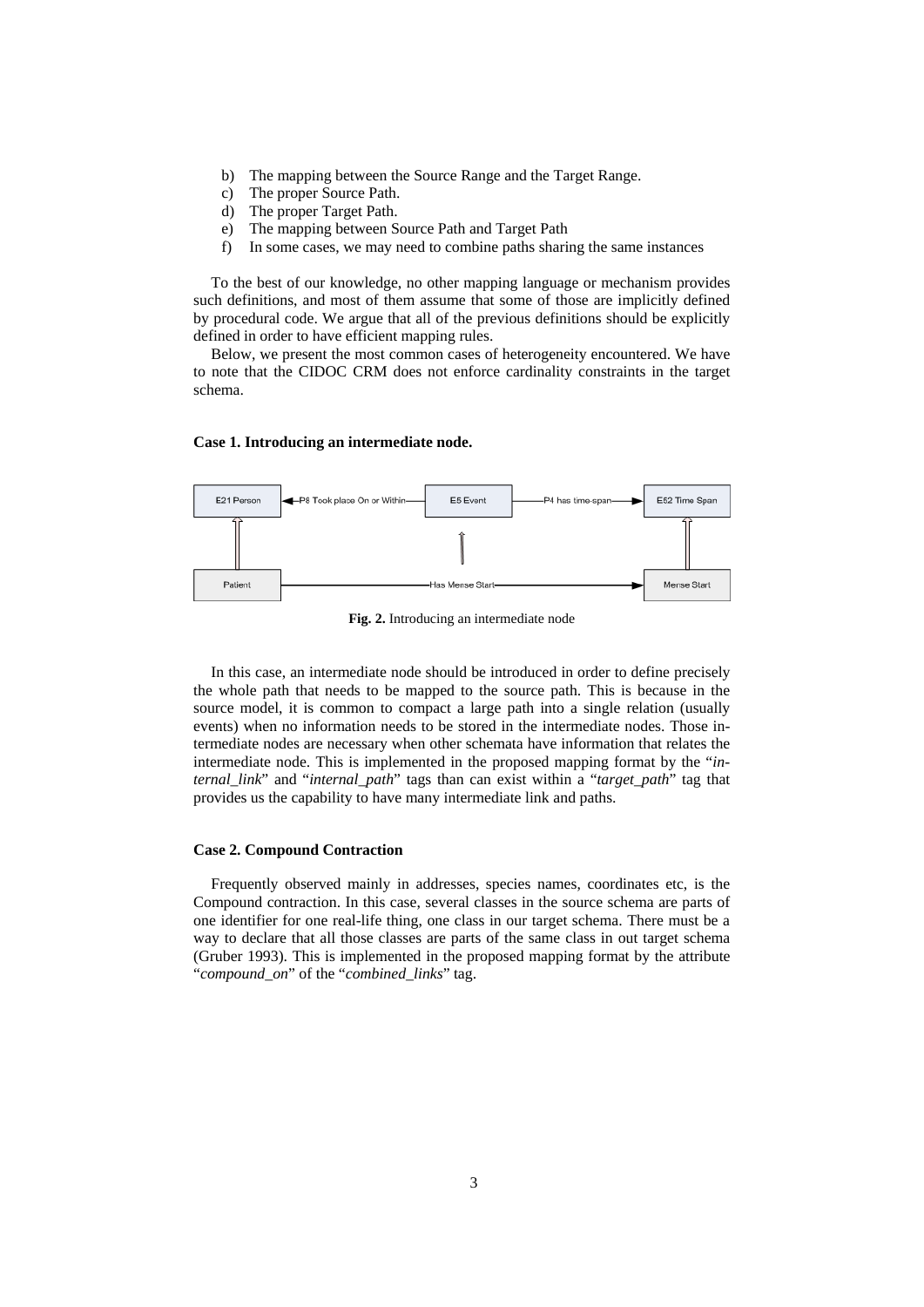b) The mapping between the Source Range and the Target Range.
c) The proper Source Path.
d) The proper Target Path.
e) The mapping between Source Path and Target Path
f) In some cases, we may need to combine paths sharing the same instances

To the best of our knowledge, no other mapping language or mechanism provides such definitions, and most of them assume that some of those are implicitly defined by procedural code. We argue that all of the previous definitions should be explicitly defined in order to have efficient mapping rules.

Below, we present the most common cases of heterogeneity encountered. We have to note that the CIDOC CRM does not enforce cardinality constraints in the target schema.

**Case 1. Introducing an intermediate node.**

**Fig. 2.** Introducing an intermediate node

In this case, an intermediate node should be introduced in order to define precisely the whole path that needs to be mapped to the source path. This is because in the source model, it is common to compact a large path into a single relation (usually events) when no information needs to be stored in the intermediate nodes. Those intermediate nodes are necessary when other schemata have information that relates the intermediate node. This is implemented in the proposed mapping format by the "*internal_link*" and "*internal_path*" tags than can exist within a "*target_path*" tag that provides us the capability to have many intermediate link and paths.

**Case 2. Compound Contraction**

Frequently observed mainly in addresses, species names, coordinates etc, is the Compound contraction. In this case, several classes in the source schema are parts of one identifier for one real-life thing, one class in our target schema. There must be a way to declare that all those classes are parts of the same class in out target schema (Gruber 1993). This is implemented in the proposed mapping format by the attribute "*compound_on*" of the "*combined_links*" tag.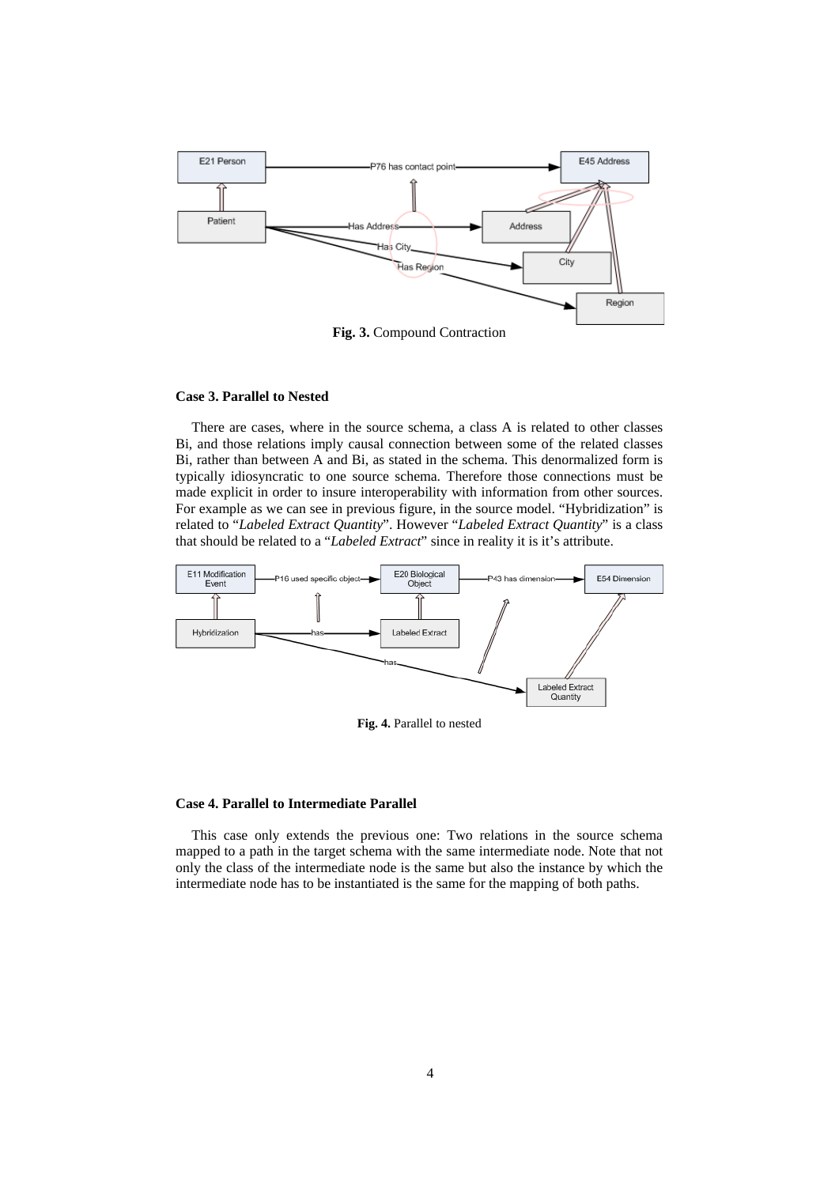**Fig. 3.** Compound Contraction

#### Case 3. Parallel to Nested

There are cases, where in the source schema, a class A is related to other classes Bi, and those relations imply causal connection between some of the related classes Bi, rather than between A and Bi, as stated in the schema. This denormalized form is typically idiosyncratic to one source schema. Therefore those connections must be made explicit in order to insure interoperability with information from other sources. For example as we can see in previous figure, in the source model. "Hybridization" is related to "*Labeled Extract Quantity*". However "*Labeled Extract Quantity*" is a class that should be related to a "*Labeled Extract*" since in reality it is it's attribute.

**Fig. 4.** Parallel to nested

#### Case 4. Parallel to Intermediate Parallel

This case only extends the previous one: Two relations in the source schema mapped to a path in the target schema with the same intermediate node. Note that not only the class of the intermediate node is the same but also the instance by which the intermediate node has to be instantiated is the same for the mapping of both paths.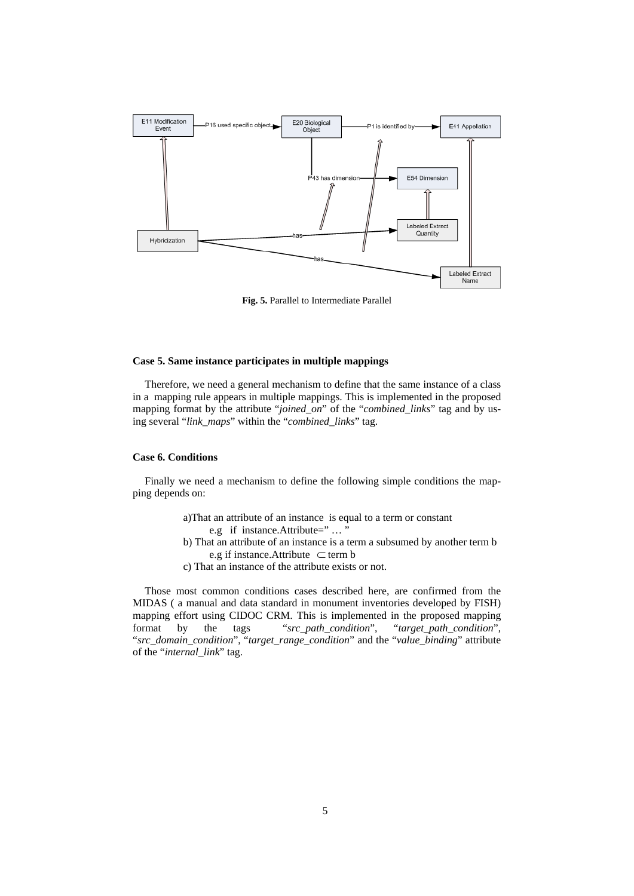**Fig. 5.** Parallel to Intermediate Parallel

**Case 5. Same instance participates in multiple mappings**

Therefore, we need a general mechanism to define that the same instance of a class in a mapping rule appears in multiple mappings. This is implemented in the proposed mapping format by the attribute "*joined_on*" of the "*combined_links*" tag and by using several "*link_maps*" within the "*combined_links*" tag.

**Case 6. Conditions**

Finally we need a mechanism to define the following simple conditions the mapping depends on:

a)That an attribute of an instance is equal to a term or constant
e.g if instance.Attribute=" … "

b) That an attribute of an instance is a term a subsumed by another term b
e.g if instance.Attribute $\subset$ term b

c) That an instance of the attribute exists or not.

Those most common conditions cases described here, are confirmed from the MIDAS ( a manual and data standard in monument inventories developed by FISH) mapping effort using CIDOC CRM. This is implemented in the proposed mapping format by the tags "*src_path_condition*", "*target_path_condition*", "*src_domain_condition*", "*target_range_condition*" and the "*value_binding*" attribute of the "*internal_link*" tag.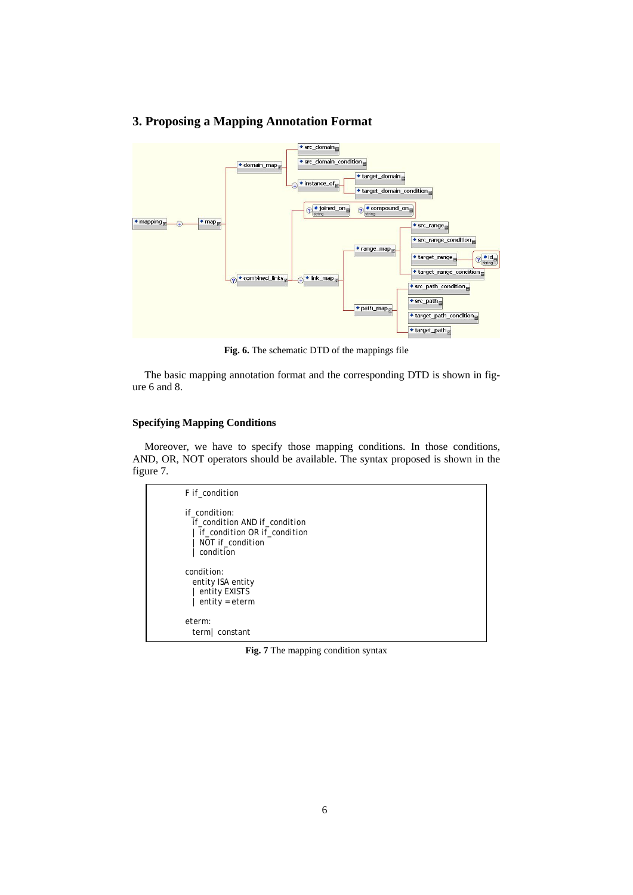## 3. Proposing a Mapping Annotation Format

**Fig. 6.** The schematic DTD of the mappings file

The basic mapping annotation format and the corresponding DTD is shown in figure 6 and 8.

### Specifying Mapping Conditions

Moreover, we have to specify those mapping conditions. In those conditions, AND, OR, NOT operators should be available. The syntax proposed is shown in the figure 7.

```
F if_condition

if_condition:
  if_condition AND if_condition
  | if_condition OR if_condition
  | NOT if_condition
  | condition

condition:
  entity ISA entity
  | entity EXISTS
  | entity = eterm

eterm:
  term| constant
```

**Fig. 7** The mapping condition syntax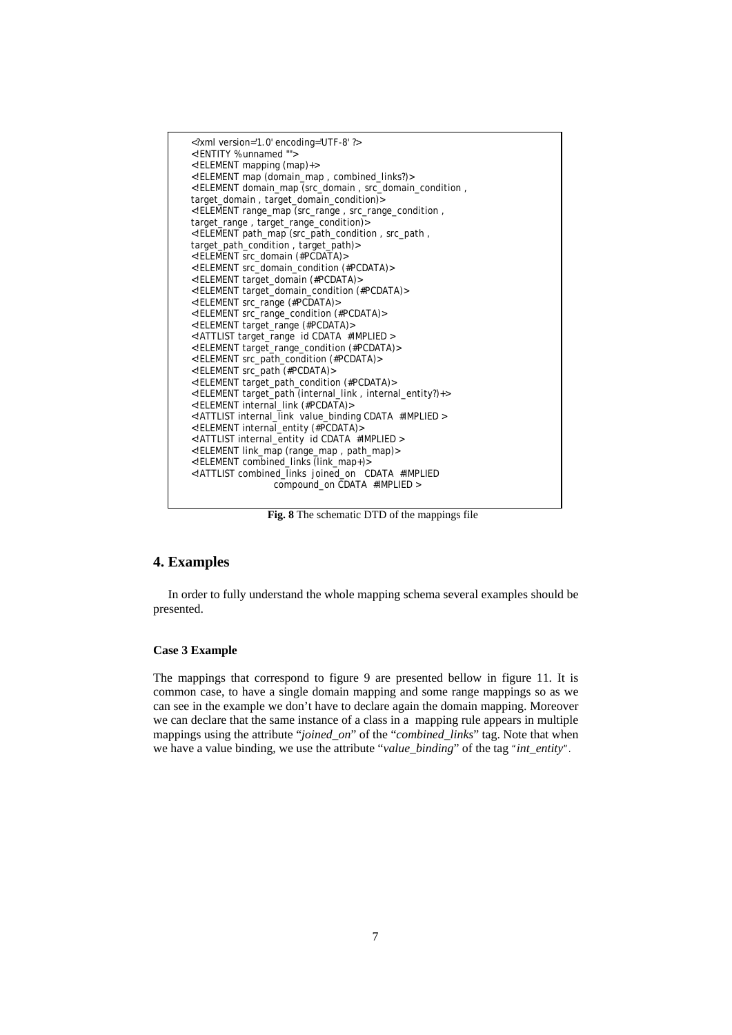```
<?xml version='1.0' encoding='UTF-8' ?>
<!ENTITY % unnamed "">
<!ELEMENT mapping (map)+>
<!ELEMENT map (domain_map , combined_links?)>
<!ELEMENT domain_map (src_domain , src_domain_condition ,
target_domain , target_domain_condition)>
<!ELEMENT range_map (src_range , src_range_condition ,
target_range , target_range_condition)>
<!ELEMENT path_map (src_path_condition , src_path ,
target_path_condition , target_path)>
<!ELEMENT src_domain (#PCDATA)>
<!ELEMENT src_domain_condition (#PCDATA)>
<!ELEMENT target_domain (#PCDATA)>
<!ELEMENT target_domain_condition (#PCDATA)>
<!ELEMENT src_range (#PCDATA)>
<!ELEMENT src_range_condition (#PCDATA)>
<!ELEMENT target_range (#PCDATA)>
<!ATTLIST target_range id CDATA #IMPLIED >
<!ELEMENT target_range_condition (#PCDATA)>
<!ELEMENT src_path_condition (#PCDATA)>
<!ELEMENT src_path (#PCDATA)>
<!ELEMENT target_path_condition (#PCDATA)>
<!ELEMENT target_path (internal_link , internal_entity?)+>
<!ELEMENT internal_link (#PCDATA)>
<!ATTLIST internal_link value_binding CDATA #IMPLIED >
<!ELEMENT internal_entity (#PCDATA)>
<!ATTLIST internal_entity id CDATA #IMPLIED >
<!ELEMENT link_map (range_map , path_map)>
<!ELEMENT combined_links (link_map+)>
<!ATTLIST combined_links joined_on CDATA #IMPLIED
                compound_on CDATA #IMPLIED >
```

**Fig. 8** The schematic DTD of the mappings file

## 4. Examples

In order to fully understand the whole mapping schema several examples should be presented.

### Case 3 Example

The mappings that correspond to figure 9 are presented bellow in figure 11. It is common case, to have a single domain mapping and some range mappings so as we can see in the example we don't have to declare again the domain mapping. Moreover we can declare that the same instance of a class in a mapping rule appears in multiple mappings using the attribute "*joined_on*" of the "*combined_links*" tag. Note that when we have a value binding, we use the attribute "*value_binding*" of the tag "*int_entity*".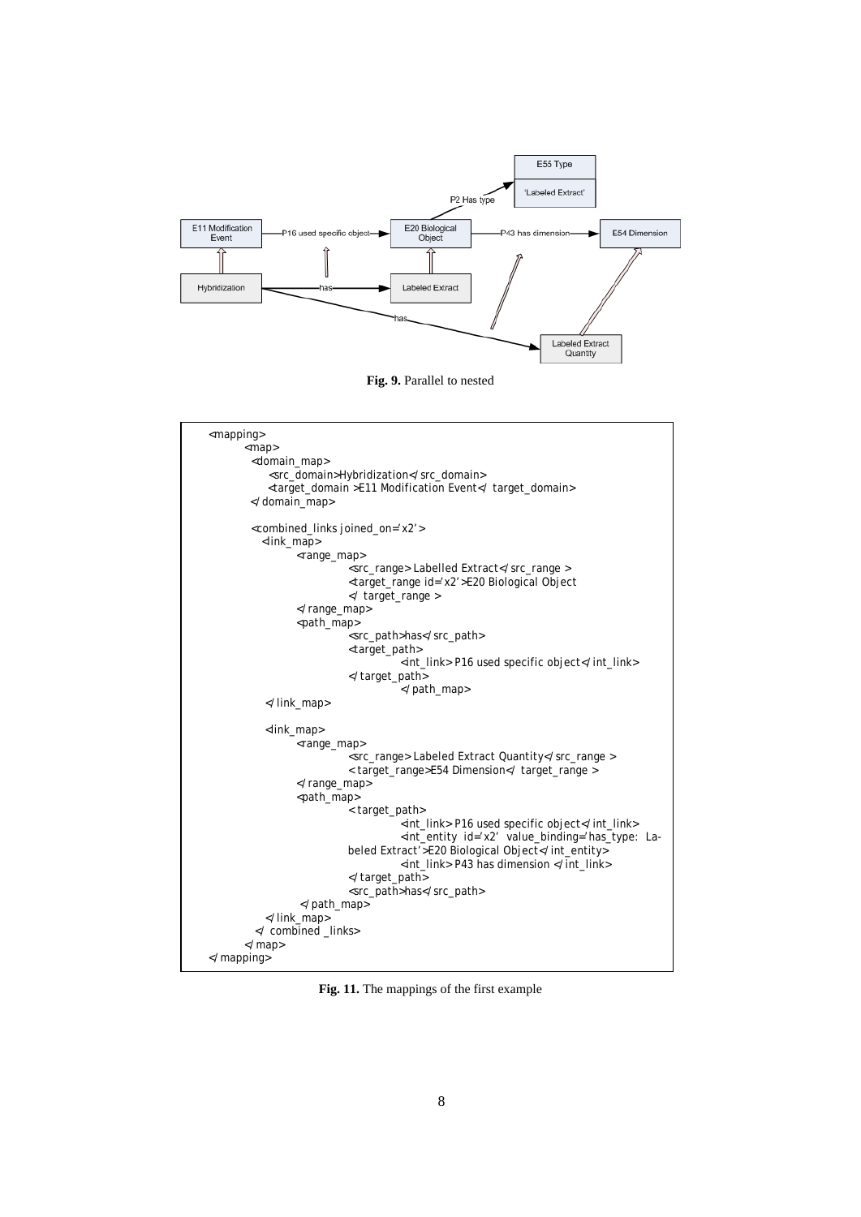**Fig. 9.** Parallel to nested

```
<mapping>
    <map>
     <domain_map>
        <src_domain>Hybridization</src_domain>
        <target_domain >E11 Modification Event</ target_domain>
     </domain_map>

     <combined_links joined_on='x2'>
       <link_map>
            <range_map>
                <src_range> Labelled Extract</src_range >
                <target_range id='x2'>E20 Biological Object
                </ target_range >
            </range_map>
            <path_map>
                <src_path>has</src_path>
                <target_path>
                        <int_link> P16 used specific object</int_link>
                </target_path>
                        </path_map>
       </link_map>

       <link_map>
            <range_map>
                <src_range> Labeled Extract Quantity</src_range >
                < target_range>E54 Dimension</ target_range >
            </range_map>
            <path_map>
                < target_path>
                        <int_link> P16 used specific object</int_link>
                        <int_entity  id='x2'  value_binding='has_type:  La-
                beled Extract'>E20 Biological Object</int_entity>
                        <int_link> P43 has dimension </int_link>
                </target_path>
                <src_path>has</src_path>
             </path_map>
       </link_map>
     </ combined _links>
    </map>
</mapping>
```

**Fig. 11.** The mappings of the first example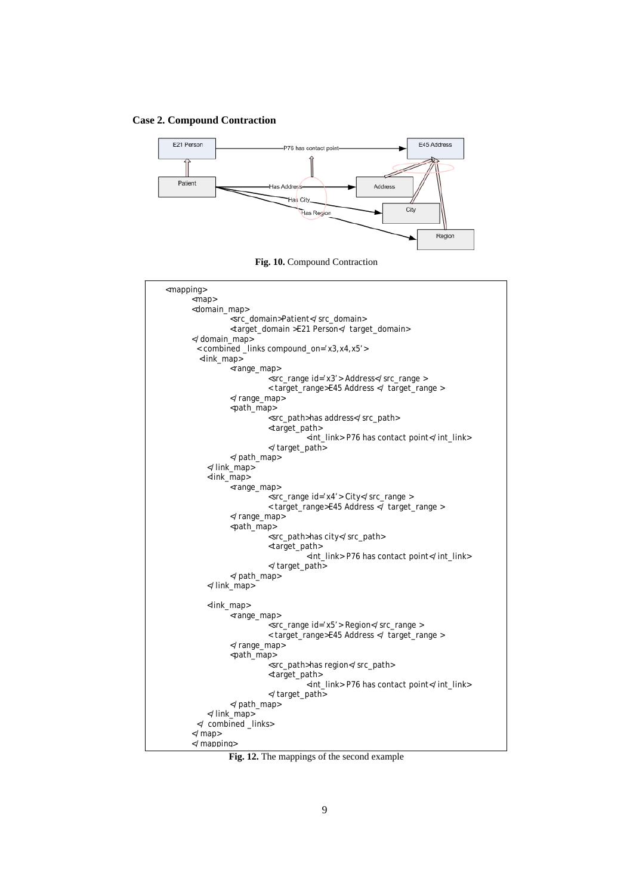**Case 2. Compound Contraction**

**Fig. 10.** Compound Contraction

```
<mapping>
    <map>
    <domain_map>
            <src_domain>Patient</src_domain>
            <target_domain >E21 Person</ target_domain>
    </domain_map>
      <combined _links compound_on='x3,x4,x5'>
       <link_map>
            <range_map>
                    <src_range id='x3'> Address</src_range >
                    <target_range>E45 Address </ target_range >
            </range_map>
            <path_map>
                    <src_path>has address</src_path>
                    <target_path>
                            <int_link> P76 has contact point</int_link>
                    </target_path>
            </path_map>
       </link_map>
       <link_map>
            <range_map>
                    <src_range id='x4'> City</src_range >
                    <target_range>E45 Address </ target_range >
            </range_map>
            <path_map>
                    <src_path>has city</src_path>
                    <target_path>
                            <int_link> P76 has contact point</int_link>
                    </target_path>
            </path_map>
       </link_map>

       <link_map>
            <range_map>
                    <src_range id='x5'> Region</src_range >
                    <target_range>E45 Address </ target_range >
            </range_map>
            <path_map>
                    <src_path>has region</src_path>
                    <target_path>
                            <int_link> P76 has contact point</int_link>
                    </target_path>
            </path_map>
       </link_map>
      </ combined _links>
    </map>
    </mapping>
```

**Fig. 12.** The mappings of the second example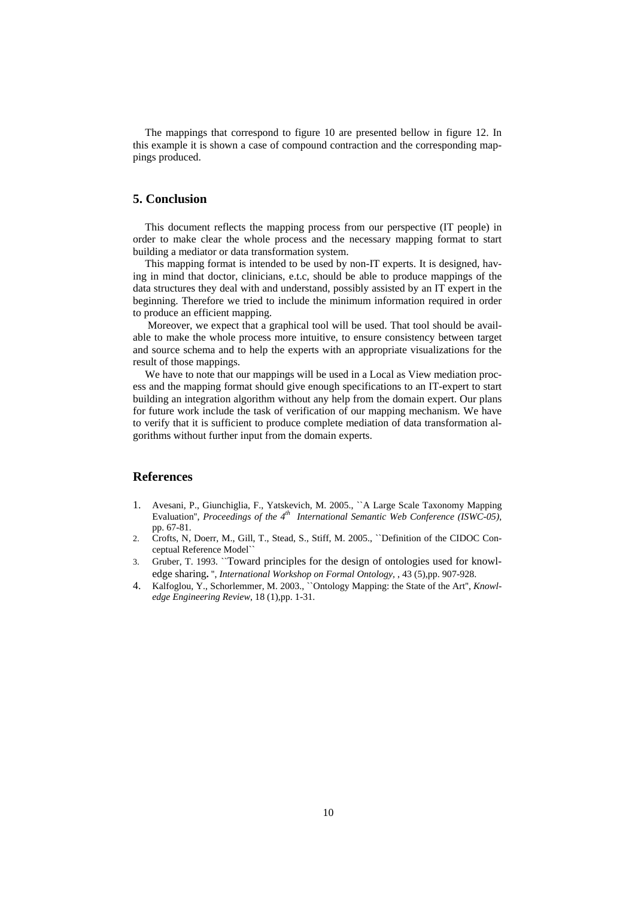The mappings that correspond to figure 10 are presented bellow in figure 12. In this example it is shown a case of compound contraction and the corresponding mappings produced.

## 5. Conclusion

This document reflects the mapping process from our perspective (IT people) in order to make clear the whole process and the necessary mapping format to start building a mediator or data transformation system.

This mapping format is intended to be used by non-IT experts. It is designed, having in mind that doctor, clinicians, e.t.c, should be able to produce mappings of the data structures they deal with and understand, possibly assisted by an IT expert in the beginning. Therefore we tried to include the minimum information required in order to produce an efficient mapping.

Moreover, we expect that a graphical tool will be used. That tool should be available to make the whole process more intuitive, to ensure consistency between target and source schema and to help the experts with an appropriate visualizations for the result of those mappings.

We have to note that our mappings will be used in a Local as View mediation process and the mapping format should give enough specifications to an IT-expert to start building an integration algorithm without any help from the domain expert. Our plans for future work include the task of verification of our mapping mechanism. We have to verify that it is sufficient to produce complete mediation of data transformation algorithms without further input from the domain experts.

## References

1. Avesani, P., Giunchiglia, F., Yatskevich, M. 2005., ``A Large Scale Taxonomy Mapping Evaluation'', *Proceedings of the 4th International Semantic Web Conference (ISWC-05)*, pp. 67-81.
2. Crofts, N, Doerr, M., Gill, T., Stead, S., Stiff, M. 2005., ``Definition of the CIDOC Conceptual Reference Model``
3. Gruber, T. 1993. ``Toward principles for the design of ontologies used for knowledge sharing. '', *International Workshop on Formal Ontology*, , 43 (5),pp. 907-928.
4. Kalfoglou, Y., Schorlemmer, M. 2003., ``Ontology Mapping: the State of the Art'', *Knowledge Engineering Review*, 18 (1),pp. 1-31.